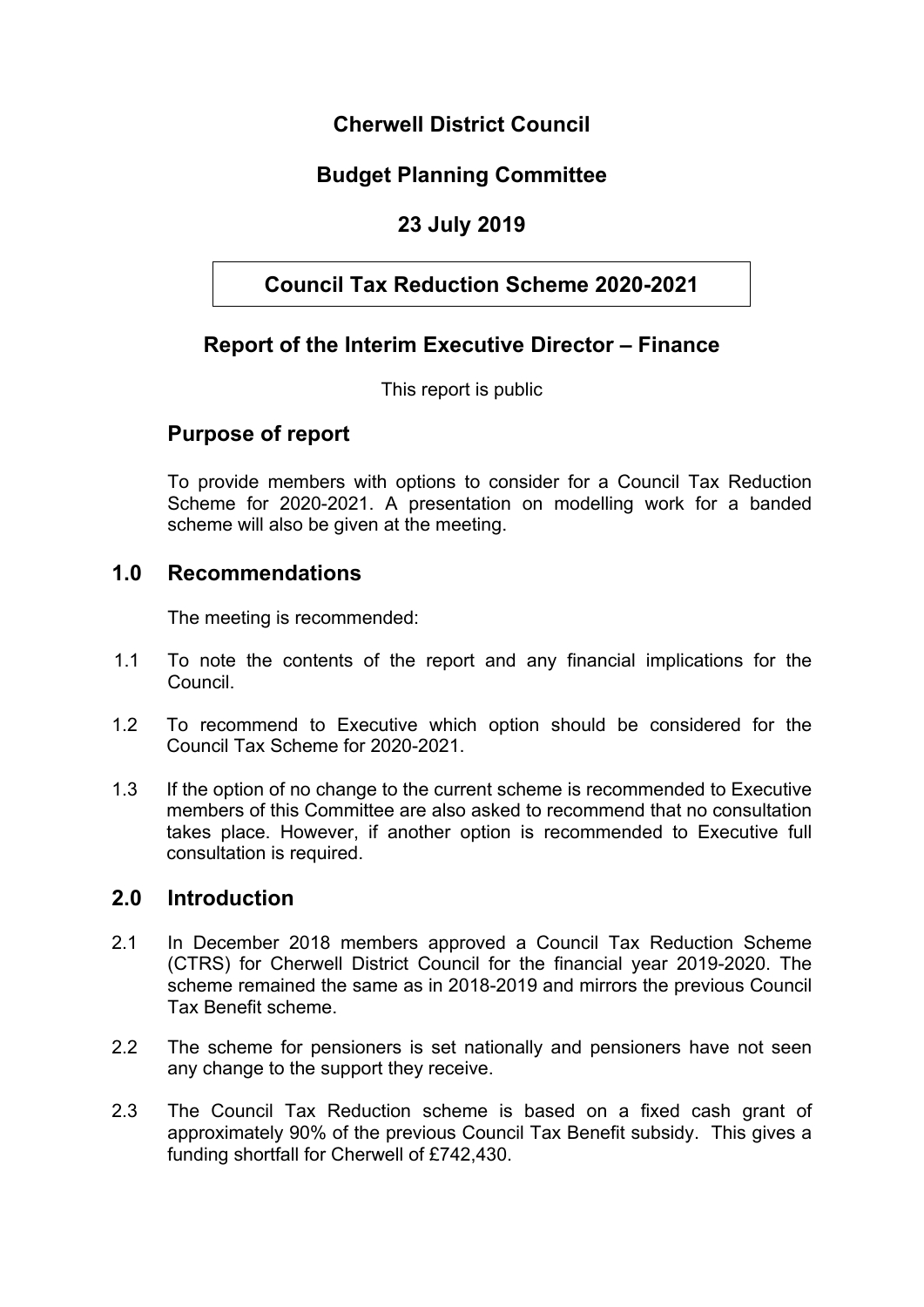# Cherwell District Council

## Budget Planning Committee

## 23 July 2019

## Council Tax Reduction Scheme 2020-2021

## Report of the Interim Executive Director – Finance

This report is public

### Purpose of report

To provide members with options to consider for a Council Tax Reduction Scheme for 2020-2021. A presentation on modelling work for a banded scheme will also be given at the meeting.

### 1.0 Recommendations

The meeting is recommended:

1.1 To note the contents of the report and any financial implications for the Council.

1.2 To recommend to Executive which option should be considered for the Council Tax Scheme for 2020-2021.

1.3 If the option of no change to the current scheme is recommended to Executive members of this Committee are also asked to recommend that no consultation takes place. However, if another option is recommended to Executive full consultation is required.

### 2.0 Introduction

2.1 In December 2018 members approved a Council Tax Reduction Scheme (CTRS) for Cherwell District Council for the financial year 2019-2020. The scheme remained the same as in 2018-2019 and mirrors the previous Council Tax Benefit scheme.

2.2 The scheme for pensioners is set nationally and pensioners have not seen any change to the support they receive.

2.3 The Council Tax Reduction scheme is based on a fixed cash grant of approximately 90% of the previous Council Tax Benefit subsidy. This gives a funding shortfall for Cherwell of £742,430.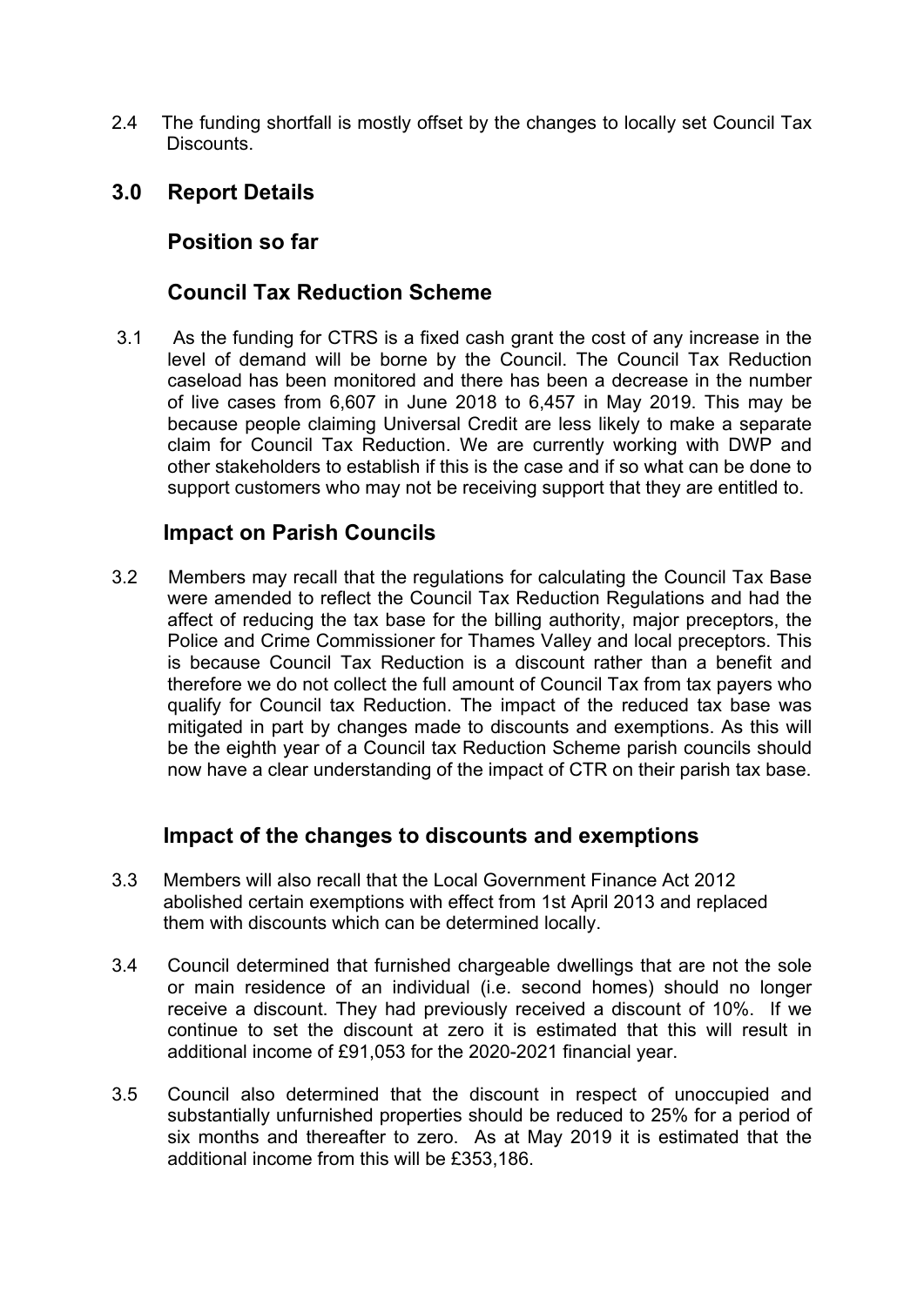2.4 The funding shortfall is mostly offset by the changes to locally set Council Tax Discounts.

## 3.0 Report Details

### Position so far

### Council Tax Reduction Scheme

3.1 As the funding for CTRS is a fixed cash grant the cost of any increase in the level of demand will be borne by the Council. The Council Tax Reduction caseload has been monitored and there has been a decrease in the number of live cases from 6,607 in June 2018 to 6,457 in May 2019. This may be because people claiming Universal Credit are less likely to make a separate claim for Council Tax Reduction. We are currently working with DWP and other stakeholders to establish if this is the case and if so what can be done to support customers who may not be receiving support that they are entitled to.

### Impact on Parish Councils

3.2 Members may recall that the regulations for calculating the Council Tax Base were amended to reflect the Council Tax Reduction Regulations and had the affect of reducing the tax base for the billing authority, major preceptors, the Police and Crime Commissioner for Thames Valley and local preceptors. This is because Council Tax Reduction is a discount rather than a benefit and therefore we do not collect the full amount of Council Tax from tax payers who qualify for Council tax Reduction. The impact of the reduced tax base was mitigated in part by changes made to discounts and exemptions. As this will be the eighth year of a Council tax Reduction Scheme parish councils should now have a clear understanding of the impact of CTR on their parish tax base.

### Impact of the changes to discounts and exemptions

3.3 Members will also recall that the Local Government Finance Act 2012 abolished certain exemptions with effect from 1st April 2013 and replaced them with discounts which can be determined locally.

3.4 Council determined that furnished chargeable dwellings that are not the sole or main residence of an individual (i.e. second homes) should no longer receive a discount. They had previously received a discount of 10%. If we continue to set the discount at zero it is estimated that this will result in additional income of £91,053 for the 2020-2021 financial year.

3.5 Council also determined that the discount in respect of unoccupied and substantially unfurnished properties should be reduced to 25% for a period of six months and thereafter to zero. As at May 2019 it is estimated that the additional income from this will be £353,186.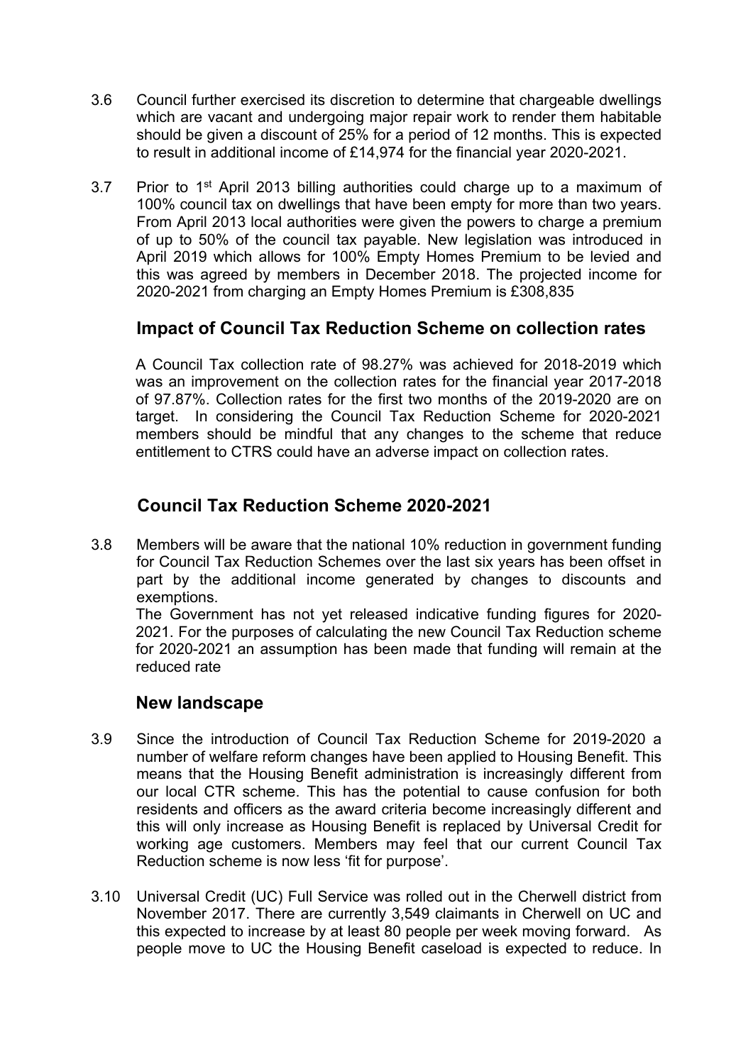3.6 Council further exercised its discretion to determine that chargeable dwellings which are vacant and undergoing major repair work to render them habitable should be given a discount of 25% for a period of 12 months. This is expected to result in additional income of £14,974 for the financial year 2020-2021.

3.7 Prior to 1st April 2013 billing authorities could charge up to a maximum of 100% council tax on dwellings that have been empty for more than two years. From April 2013 local authorities were given the powers to charge a premium of up to 50% of the council tax payable. New legislation was introduced in April 2019 which allows for 100% Empty Homes Premium to be levied and this was agreed by members in December 2018. The projected income for 2020-2021 from charging an Empty Homes Premium is £308,835

## Impact of Council Tax Reduction Scheme on collection rates

A Council Tax collection rate of 98.27% was achieved for 2018-2019 which was an improvement on the collection rates for the financial year 2017-2018 of 97.87%. Collection rates for the first two months of the 2019-2020 are on target. In considering the Council Tax Reduction Scheme for 2020-2021 members should be mindful that any changes to the scheme that reduce entitlement to CTRS could have an adverse impact on collection rates.

## Council Tax Reduction Scheme 2020-2021

3.8 Members will be aware that the national 10% reduction in government funding for Council Tax Reduction Schemes over the last six years has been offset in part by the additional income generated by changes to discounts and exemptions.
The Government has not yet released indicative funding figures for 2020-2021. For the purposes of calculating the new Council Tax Reduction scheme for 2020-2021 an assumption has been made that funding will remain at the reduced rate

## New landscape

3.9 Since the introduction of Council Tax Reduction Scheme for 2019-2020 a number of welfare reform changes have been applied to Housing Benefit. This means that the Housing Benefit administration is increasingly different from our local CTR scheme. This has the potential to cause confusion for both residents and officers as the award criteria become increasingly different and this will only increase as Housing Benefit is replaced by Universal Credit for working age customers. Members may feel that our current Council Tax Reduction scheme is now less 'fit for purpose'.

3.10 Universal Credit (UC) Full Service was rolled out in the Cherwell district from November 2017. There are currently 3,549 claimants in Cherwell on UC and this expected to increase by at least 80 people per week moving forward. As people move to UC the Housing Benefit caseload is expected to reduce. In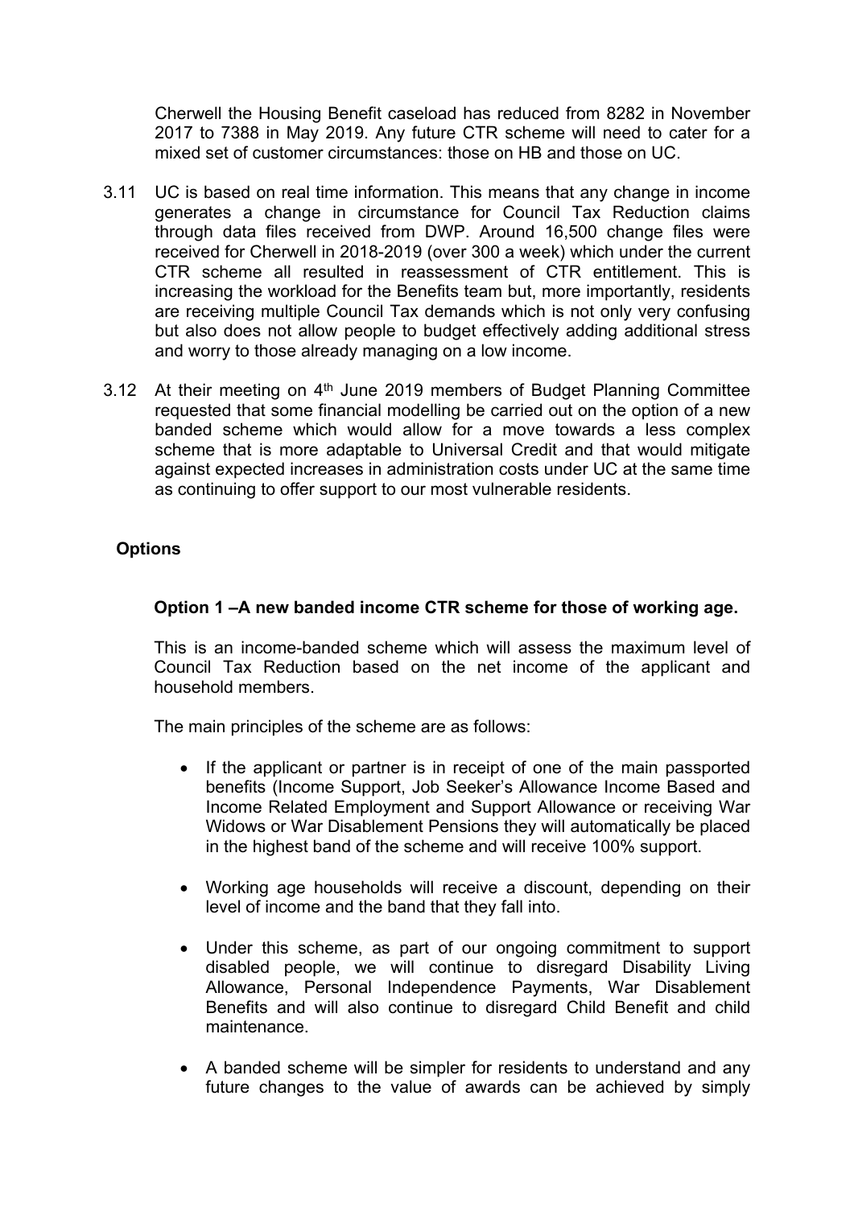Cherwell the Housing Benefit caseload has reduced from 8282 in November 2017 to 7388 in May 2019. Any future CTR scheme will need to cater for a mixed set of customer circumstances: those on HB and those on UC.

3.11 UC is based on real time information. This means that any change in income generates a change in circumstance for Council Tax Reduction claims through data files received from DWP. Around 16,500 change files were received for Cherwell in 2018-2019 (over 300 a week) which under the current CTR scheme all resulted in reassessment of CTR entitlement. This is increasing the workload for the Benefits team but, more importantly, residents are receiving multiple Council Tax demands which is not only very confusing but also does not allow people to budget effectively adding additional stress and worry to those already managing on a low income.

3.12 At their meeting on 4th June 2019 members of Budget Planning Committee requested that some financial modelling be carried out on the option of a new banded scheme which would allow for a move towards a less complex scheme that is more adaptable to Universal Credit and that would mitigate against expected increases in administration costs under UC at the same time as continuing to offer support to our most vulnerable residents.

## Options

### Option 1 –A new banded income CTR scheme for those of working age.

This is an income-banded scheme which will assess the maximum level of Council Tax Reduction based on the net income of the applicant and household members.

The main principles of the scheme are as follows:

- If the applicant or partner is in receipt of one of the main passported benefits (Income Support, Job Seeker's Allowance Income Based and Income Related Employment and Support Allowance or receiving War Widows or War Disablement Pensions they will automatically be placed in the highest band of the scheme and will receive 100% support.
- Working age households will receive a discount, depending on their level of income and the band that they fall into.
- Under this scheme, as part of our ongoing commitment to support disabled people, we will continue to disregard Disability Living Allowance, Personal Independence Payments, War Disablement Benefits and will also continue to disregard Child Benefit and child maintenance.
- A banded scheme will be simpler for residents to understand and any future changes to the value of awards can be achieved by simply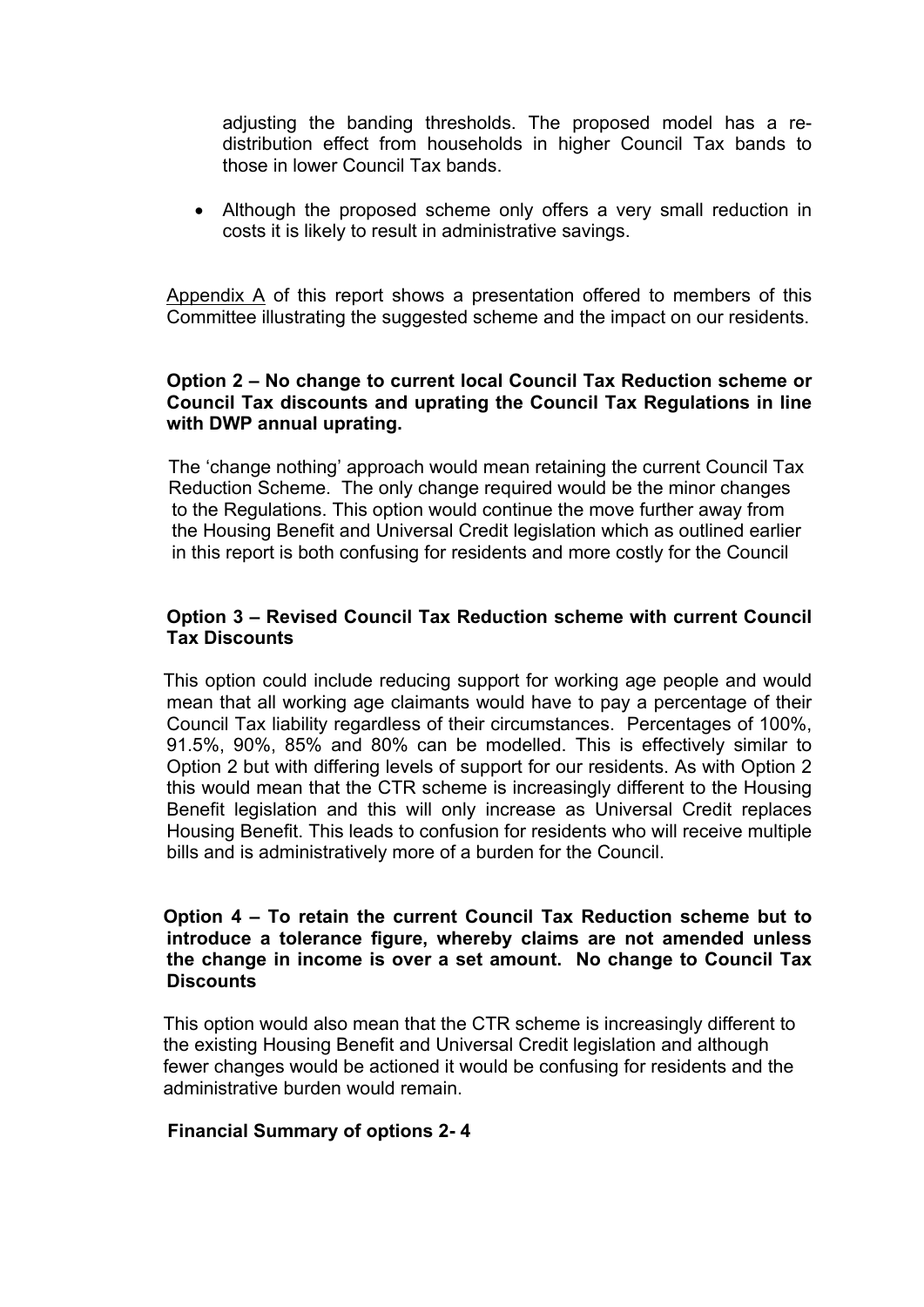adjusting the banding thresholds. The proposed model has a re-distribution effect from households in higher Council Tax bands to those in lower Council Tax bands.

- Although the proposed scheme only offers a very small reduction in costs it is likely to result in administrative savings.

Appendix A of this report shows a presentation offered to members of this Committee illustrating the suggested scheme and the impact on our residents.

**Option 2 – No change to current local Council Tax Reduction scheme or Council Tax discounts and uprating the Council Tax Regulations in line with DWP annual uprating.**

The 'change nothing' approach would mean retaining the current Council Tax Reduction Scheme. The only change required would be the minor changes to the Regulations. This option would continue the move further away from the Housing Benefit and Universal Credit legislation which as outlined earlier in this report is both confusing for residents and more costly for the Council

**Option 3 – Revised Council Tax Reduction scheme with current Council Tax Discounts**

This option could include reducing support for working age people and would mean that all working age claimants would have to pay a percentage of their Council Tax liability regardless of their circumstances. Percentages of 100%, 91.5%, 90%, 85% and 80% can be modelled. This is effectively similar to Option 2 but with differing levels of support for our residents. As with Option 2 this would mean that the CTR scheme is increasingly different to the Housing Benefit legislation and this will only increase as Universal Credit replaces Housing Benefit. This leads to confusion for residents who will receive multiple bills and is administratively more of a burden for the Council.

**Option 4 – To retain the current Council Tax Reduction scheme but to introduce a tolerance figure, whereby claims are not amended unless the change in income is over a set amount. No change to Council Tax Discounts**

This option would also mean that the CTR scheme is increasingly different to the existing Housing Benefit and Universal Credit legislation and although fewer changes would be actioned it would be confusing for residents and the administrative burden would remain.

**Financial Summary of options 2- 4**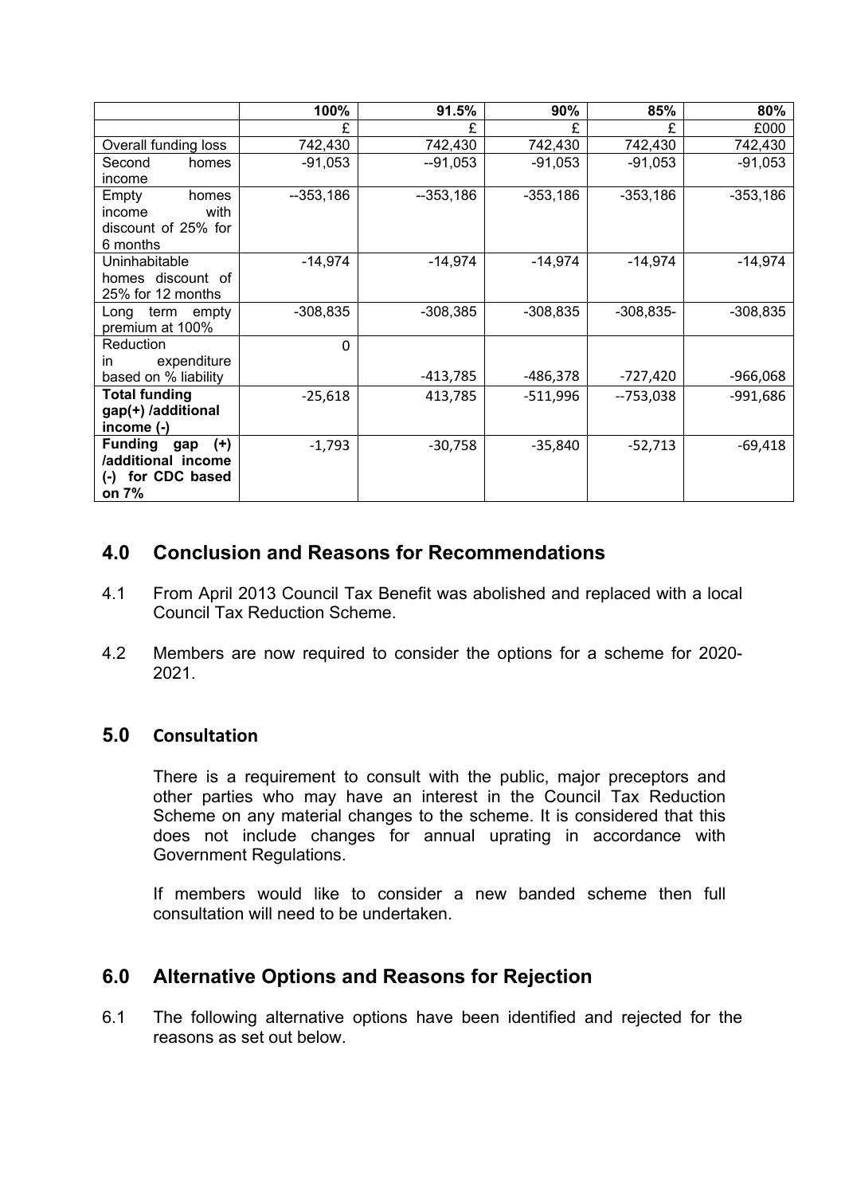| | 100% | 91.5% | 90% | 85% | 80% |
|---|---|---|---|---|---|
| | £ | £ | £ | £ | £000 |
| Overall funding loss | 742,430 | 742,430 | 742,430 | 742,430 | 742,430 |
| Second homes income | -91,053 | --91,053 | -91,053 | -91,053 | -91,053 |
| Empty homes income with discount of 25% for 6 months | --353,186 | --353,186 | -353,186 | -353,186 | -353,186 |
| Uninhabitable homes discount of 25% for 12 months | -14,974 | -14,974 | -14,974 | -14,974 | -14,974 |
| Long term empty premium at 100% | -308,835 | -308,385 | -308,835 | -308,835- | -308,835 |
| Reduction in expenditure based on % liability | 0 | -413,785 | -486,378 | -727,420 | -966,068 |
| **Total funding gap(+) /additional income (-)** | -25,618 | 413,785 | -511,996 | --753,038 | -991,686 |
| **Funding gap (+) /additional income (-) for CDC based on 7%** | -1,793 | -30,758 | -35,840 | -52,713 | -69,418 |

## 4.0 Conclusion and Reasons for Recommendations

4.1 From April 2013 Council Tax Benefit was abolished and replaced with a local Council Tax Reduction Scheme.

4.2 Members are now required to consider the options for a scheme for 2020-2021.

## 5.0 Consultation

There is a requirement to consult with the public, major preceptors and other parties who may have an interest in the Council Tax Reduction Scheme on any material changes to the scheme. It is considered that this does not include changes for annual uprating in accordance with Government Regulations.

If members would like to consider a new banded scheme then full consultation will need to be undertaken.

## 6.0 Alternative Options and Reasons for Rejection

6.1 The following alternative options have been identified and rejected for the reasons as set out below.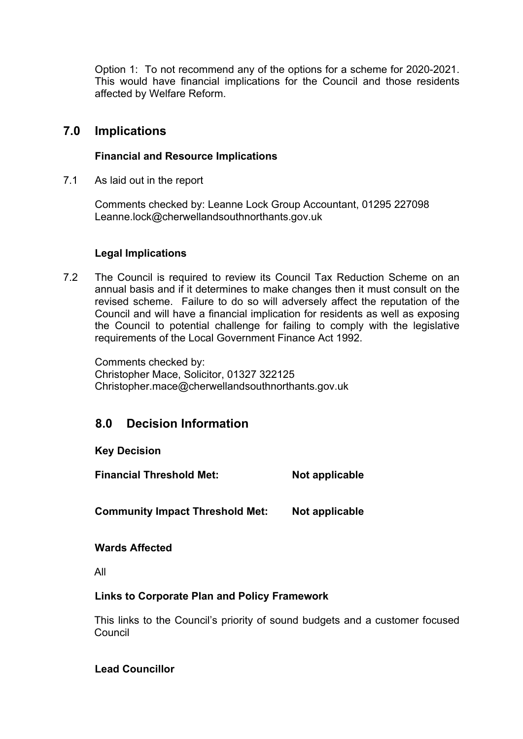Option 1: To not recommend any of the options for a scheme for 2020-2021. This would have financial implications for the Council and those residents affected by Welfare Reform.

## 7.0 Implications

**Financial and Resource Implications**

7.1 As laid out in the report

Comments checked by: Leanne Lock Group Accountant, 01295 227098
Leanne.lock@cherwellandsouthnorthants.gov.uk

**Legal Implications**

7.2 The Council is required to review its Council Tax Reduction Scheme on an annual basis and if it determines to make changes then it must consult on the revised scheme. Failure to do so will adversely affect the reputation of the Council and will have a financial implication for residents as well as exposing the Council to potential challenge for failing to comply with the legislative requirements of the Local Government Finance Act 1992.

Comments checked by:
Christopher Mace, Solicitor, 01327 322125
Christopher.mace@cherwellandsouthnorthants.gov.uk

## 8.0 Decision Information

**Key Decision**

**Financial Threshold Met:** **Not applicable**

**Community Impact Threshold Met:** **Not applicable**

**Wards Affected**

All

**Links to Corporate Plan and Policy Framework**

This links to the Council's priority of sound budgets and a customer focused Council

**Lead Councillor**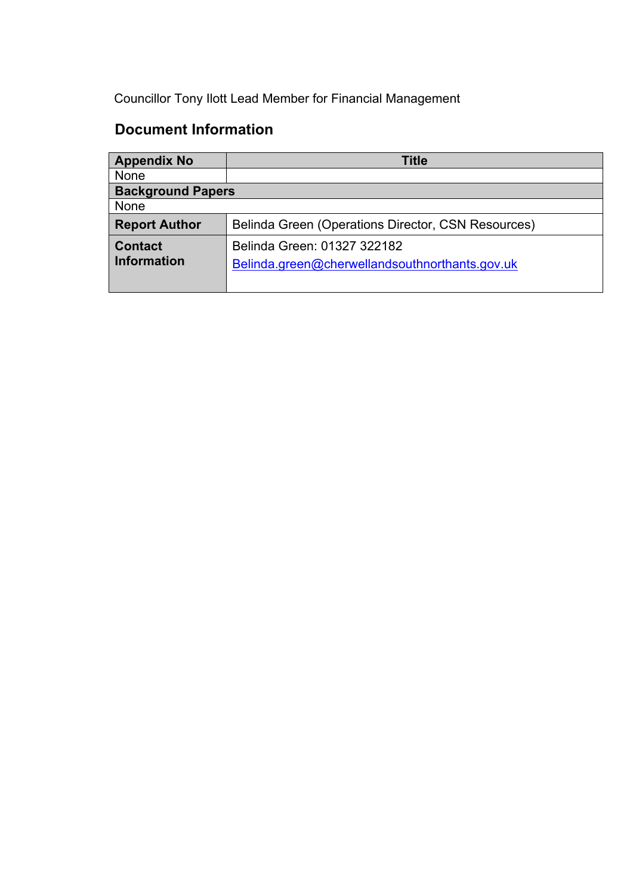Councillor Tony Ilott Lead Member for Financial Management

## Document Information

| Appendix No | Title |
|---|---|
| None | |
| **Background Papers** | |
| None | |
| **Report Author** | Belinda Green (Operations Director, CSN Resources) |
| **Contact Information** | Belinda Green: 01327 322182<br>Belinda.green@cherwellandsouthnorthants.gov.uk |